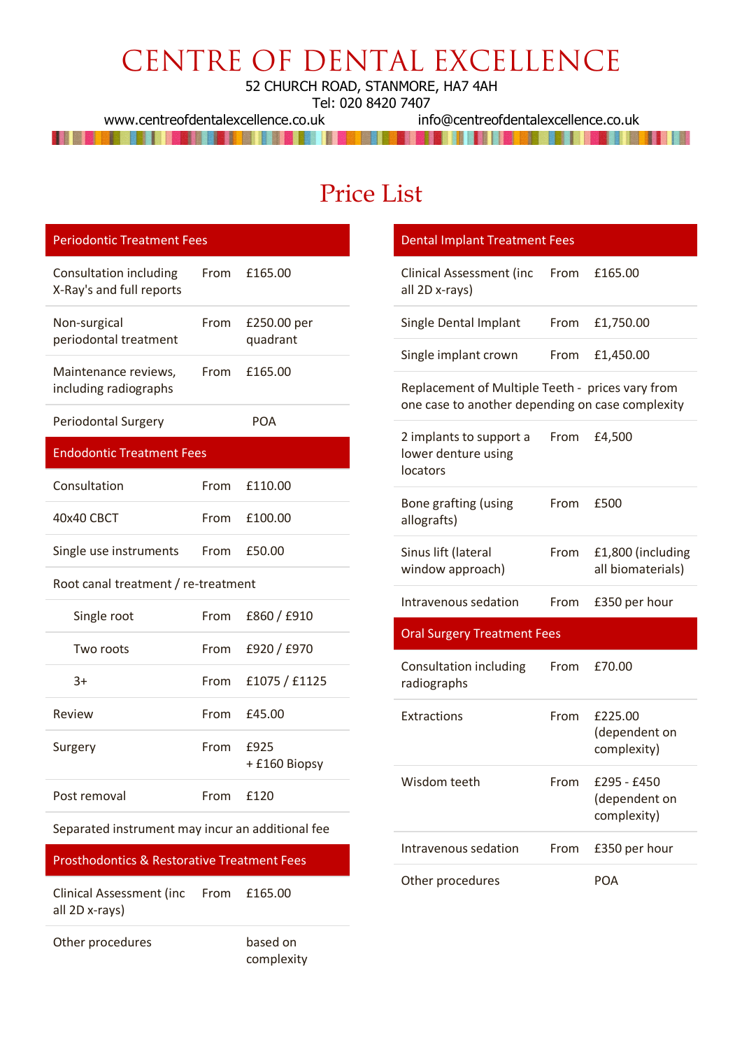# CENTRE OF DENTAL EXCELLENCE

52 CHURCH ROAD, STANMORE, HA7 4AH
Tel: 020 8420 7407
www.centreofdentalexcellence.co.uk info@centreofdentalexcellence.co.uk

## Price List

| Periodontic Treatment Fees | | |
|---|---|---|
| Consultation including X-Ray's and full reports | From | £165.00 |
| Non-surgical periodontal treatment | From | £250.00 per quadrant |
| Maintenance reviews, including radiographs | From | £165.00 |
| Periodontal Surgery | | POA |

| Endodontic Treatment Fees | | |
|---|---|---|
| Consultation | From | £110.00 |
| 40x40 CBCT | From | £100.00 |
| Single use instruments | From | £50.00 |
| Root canal treatment / re-treatment | | |
| Single root | From | £860 / £910 |
| Two roots | From | £920 / £970 |
| 3+ | From | £1075 / £1125 |
| Review | From | £45.00 |
| Surgery | From | £925 + £160 Biopsy |
| Post removal | From | £120 |
| Separated instrument may incur an additional fee | | |

| Prosthodontics & Restorative Treatment Fees | | |
|---|---|---|
| Clinical Assessment (inc all 2D x-rays) | From | £165.00 |
| Other procedures | | based on complexity |

| Dental Implant Treatment Fees | | |
|---|---|---|
| Clinical Assessment (inc all 2D x-rays) | From | £165.00 |
| Single Dental Implant | From | £1,750.00 |
| Single implant crown | From | £1,450.00 |
| Replacement of Multiple Teeth - prices vary from one case to another depending on case complexity | | |
| 2 implants to support a lower denture using locators | From | £4,500 |
| Bone grafting (using allografts) | From | £500 |
| Sinus lift (lateral window approach) | From | £1,800 (including all biomaterials) |
| Intravenous sedation | From | £350 per hour |

| Oral Surgery Treatment Fees | | |
|---|---|---|
| Consultation including radiographs | From | £70.00 |
| Extractions | From | £225.00 (dependent on complexity) |
| Wisdom teeth | From | £295 - £450 (dependent on complexity) |
| Intravenous sedation | From | £350 per hour |
| Other procedures | | POA |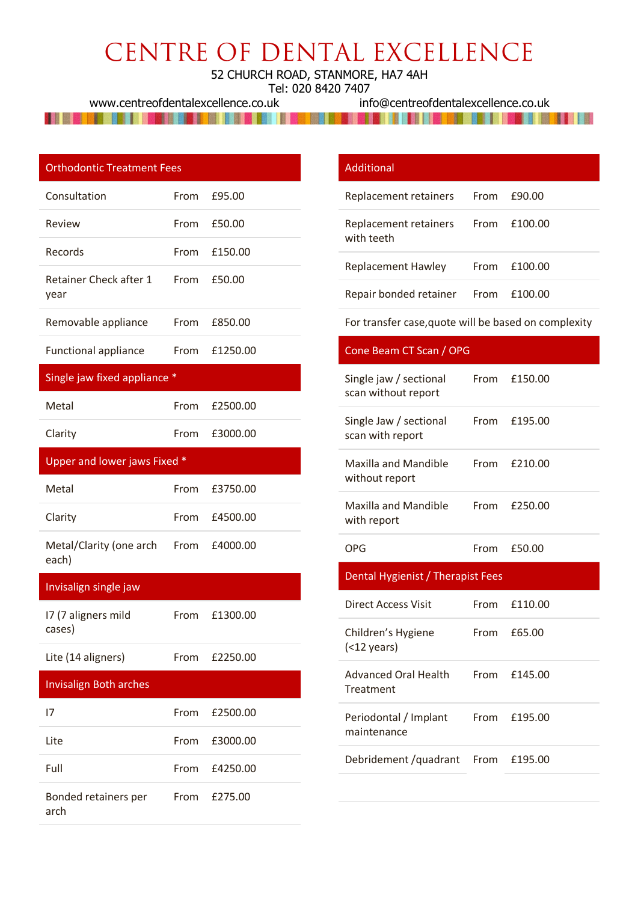# CENTRE OF DENTAL EXCELLENCE

52 CHURCH ROAD, STANMORE, HA7 4AH
Tel: 020 8420 7407
www.centreofdentalexcellence.co.uk info@centreofdentalexcellence.co.uk

| Orthodontic Treatment Fees | | |
|---|---|---|
| Consultation | From | £95.00 |
| Review | From | £50.00 |
| Records | From | £150.00 |
| Retainer Check after 1 year | From | £50.00 |
| Removable appliance | From | £850.00 |
| Functional appliance | From | £1250.00 |
| **Single jaw fixed appliance *** | | |
| Metal | From | £2500.00 |
| Clarity | From | £3000.00 |
| **Upper and lower jaws Fixed *** | | |
| Metal | From | £3750.00 |
| Clarity | From | £4500.00 |
| Metal/Clarity (one arch each) | From | £4000.00 |
| **Invisalign single jaw** | | |
| I7 (7 aligners mild cases) | From | £1300.00 |
| Lite (14 aligners) | From | £2250.00 |
| **Invisalign Both arches** | | |
| I7 | From | £2500.00 |
| Lite | From | £3000.00 |
| Full | From | £4250.00 |
| Bonded retainers per arch | From | £275.00 |

| Additional | | |
|---|---|---|
| Replacement retainers | From | £90.00 |
| Replacement retainers with teeth | From | £100.00 |
| Replacement Hawley | From | £100.00 |
| Repair bonded retainer | From | £100.00 |
| For transfer case,quote will be based on complexity | | |
| **Cone Beam CT Scan / OPG** | | |
| Single jaw / sectional scan without report | From | £150.00 |
| Single Jaw / sectional scan with report | From | £195.00 |
| Maxilla and Mandible without report | From | £210.00 |
| Maxilla and Mandible with report | From | £250.00 |
| OPG | From | £50.00 |
| **Dental Hygienist / Therapist Fees** | | |
| Direct Access Visit | From | £110.00 |
| Children's Hygiene (<12 years) | From | £65.00 |
| Advanced Oral Health Treatment | From | £145.00 |
| Periodontal / Implant maintenance | From | £195.00 |
| Debridement /quadrant | From | £195.00 |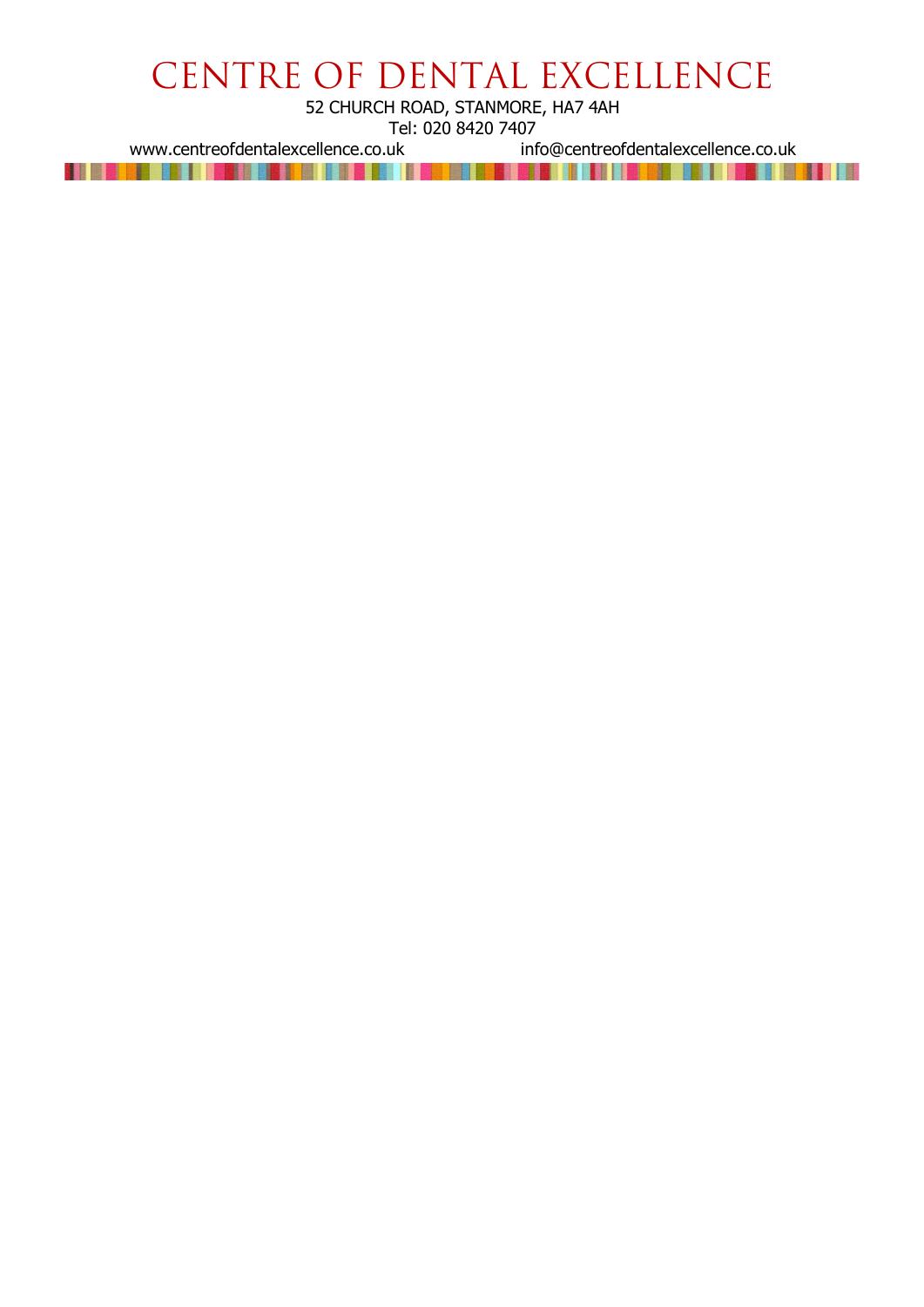# CENTRE OF DENTAL EXCELLENCE

52 CHURCH ROAD, STANMORE, HA7 4AH

Tel: 020 8420 7407

www.centreofdentalexcellence.co.uk info@centreofdentalexcellence.co.uk